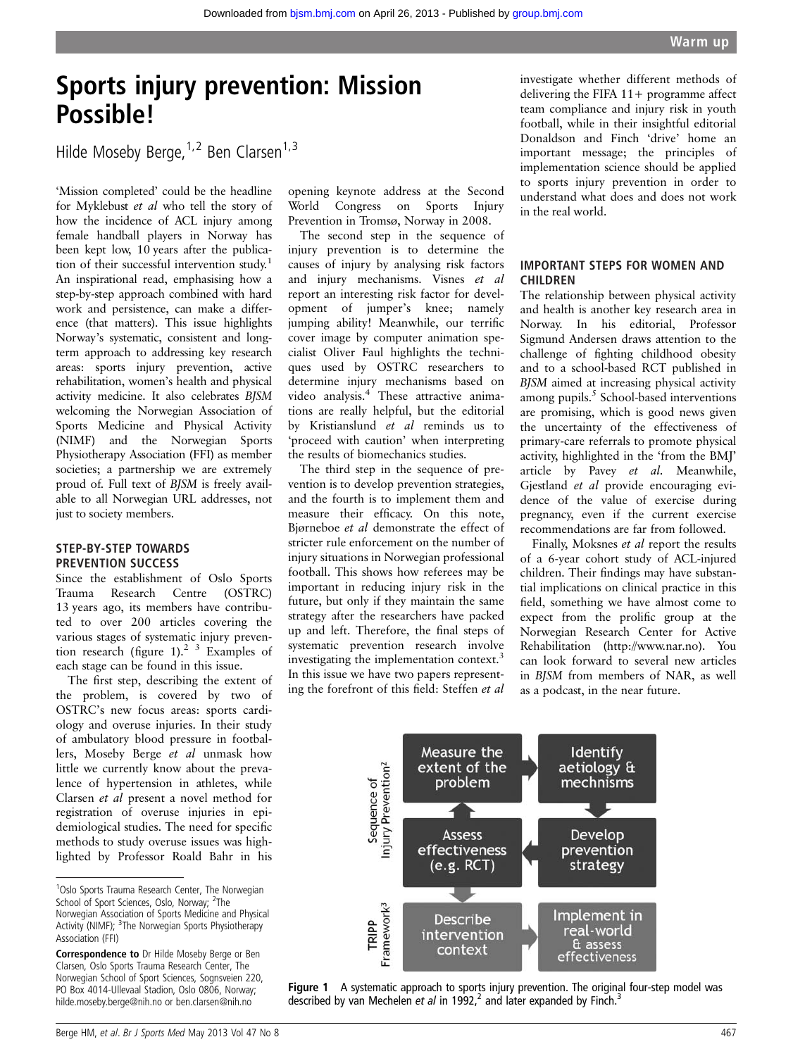# Sports injury prevention: Mission Possible!

Hilde Moseby Berge,[1,2] Ben Clarsen[1,3]

'Mission completed' could be the headline for Myklebust *et al* who tell the story of how the incidence of ACL injury among female handball players in Norway has been kept low, 10 years after the publication of their successful intervention study.[1] An inspirational read, emphasising how a step-by-step approach combined with hard work and persistence, can make a difference (that matters). This issue highlights Norway's systematic, consistent and long-term approach to addressing key research areas: sports injury prevention, active rehabilitation, women's health and physical activity medicine. It also celebrates *BJSM* welcoming the Norwegian Association of Sports Medicine and Physical Activity (NIMF) and the Norwegian Sports Physiotherapy Association (FFI) as member societies; a partnership we are extremely proud of. Full text of *BJSM* is freely available to all Norwegian URL addresses, not just to society members.

## STEP-BY-STEP TOWARDS PREVENTION SUCCESS

Since the establishment of Oslo Sports Trauma Research Centre (OSTRC) 13 years ago, its members have contributed to over 200 articles covering the various stages of systematic injury prevention research (figure 1).[2,3] Examples of each stage can be found in this issue.

The first step, describing the extent of the problem, is covered by two of OSTRC's new focus areas: sports cardiology and overuse injuries. In their study of ambulatory blood pressure in footballers, Moseby Berge *et al* unmask how little we currently know about the prevalence of hypertension in athletes, while Clarsen *et al* present a novel method for registration of overuse injuries in epidemiological studies. The need for specific methods to study overuse issues was highlighted by Professor Roald Bahr in his opening keynote address at the Second World Congress on Sports Injury Prevention in Tromsø, Norway in 2008.

The second step in the sequence of injury prevention is to determine the causes of injury by analysing risk factors and injury mechanisms. Visnes *et al* report an interesting risk factor for development of jumper's knee; namely jumping ability! Meanwhile, our terrific cover image by computer animation specialist Oliver Faul highlights the techniques used by OSTRC researchers to determine injury mechanisms based on video analysis.[4] These attractive animations are really helpful, but the editorial by Kristianslund *et al* reminds us to 'proceed with caution' when interpreting the results of biomechanics studies.

The third step in the sequence of prevention is to develop prevention strategies, and the fourth is to implement them and measure their efficacy. On this note, Bjørneboe *et al* demonstrate the effect of stricter rule enforcement on the number of injury situations in Norwegian professional football. This shows how referees may be important in reducing injury risk in the future, but only if they maintain the same strategy after the researchers have packed up and left. Therefore, the final steps of systematic prevention research involve investigating the implementation context.[3] In this issue we have two papers representing the forefront of this field: Steffen *et al* investigate whether different methods of delivering the FIFA 11+ programme affect team compliance and injury risk in youth football, while in their insightful editorial Donaldson and Finch 'drive' home an important message; the principles of implementation science should be applied to sports injury prevention in order to understand what does and does not work in the real world.

## IMPORTANT STEPS FOR WOMEN AND CHILDREN

The relationship between physical activity and health is another key research area in Norway. In his editorial, Professor Sigmund Andersen draws attention to the challenge of fighting childhood obesity and to a school-based RCT published in *BJSM* aimed at increasing physical activity among pupils.[5] School-based interventions are promising, which is good news given the uncertainty of the effectiveness of primary-care referrals to promote physical activity, highlighted in the 'from the BMJ' article by Pavey *et al*. Meanwhile, Gjestland *et al* provide encouraging evidence of the value of exercise during pregnancy, even if the current exercise recommendations are far from followed.

Finally, Moksnes *et al* report the results of a 6-year cohort study of ACL-injured children. Their findings may have substantial implications on clinical practice in this field, something we have almost come to expect from the prolific group at the Norwegian Research Center for Active Rehabilitation (http://www.nar.no). You can look forward to several new articles in *BJSM* from members of NAR, as well as a podcast, in the near future.

Sequence of Injury Prevention[2]: Measure the extent of the problem → Identify aetiology & mechnisms → Develop prevention strategy → Assess effectiveness (e.g. RCT)

TRIPP Framework[3]: Describe intervention context → Implement in real-world & assess effectiveness

**Figure 1** A systematic approach to sports injury prevention. The original four-step model was described by van Mechelen *et al* in 1992,[2] and later expanded by Finch.[3]

---

[1]Oslo Sports Trauma Research Center, The Norwegian School of Sport Sciences, Oslo, Norway; [2]The Norwegian Association of Sports Medicine and Physical Activity (NIMF); [3]The Norwegian Sports Physiotherapy Association (FFI)

**Correspondence to** Dr Hilde Moseby Berge or Ben Clarsen, Oslo Sports Trauma Research Center, The Norwegian School of Sport Sciences, Sognsveien 220, PO Box 4014-Ullevaal Stadion, Oslo 0806, Norway; hilde.moseby.berge@nih.no or ben.clarsen@nih.no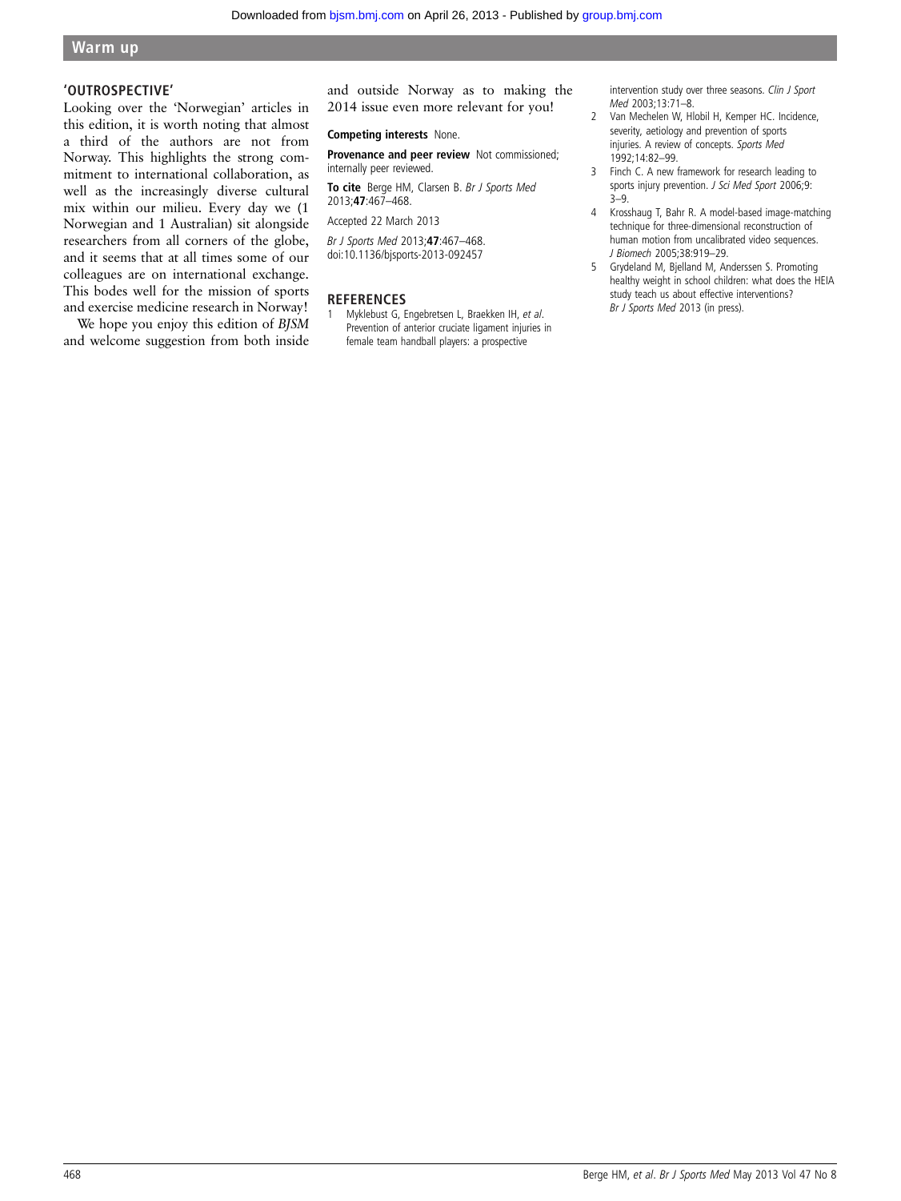## 'OUTROSPECTIVE'

Looking over the 'Norwegian' articles in this edition, it is worth noting that almost a third of the authors are not from Norway. This highlights the strong commitment to international collaboration, as well as the increasingly diverse cultural mix within our milieu. Every day we (1 Norwegian and 1 Australian) sit alongside researchers from all corners of the globe, and it seems that at all times some of our colleagues are on international exchange. This bodes well for the mission of sports and exercise medicine research in Norway!

We hope you enjoy this edition of *BJSM* and welcome suggestion from both inside and outside Norway as to making the 2014 issue even more relevant for you!

**Competing interests** None.

**Provenance and peer review** Not commissioned; internally peer reviewed.

**To cite** Berge HM, Clarsen B. *Br J Sports Med* 2013;**47**:467–468.

Accepted 22 March 2013

*Br J Sports Med* 2013;**47**:467–468.
doi:10.1136/bjsports-2013-092457

## REFERENCES

1. Myklebust G, Engebretsen L, Braekken IH, *et al*. Prevention of anterior cruciate ligament injuries in female team handball players: a prospective intervention study over three seasons. *Clin J Sport Med* 2003;13:71–8.
2. Van Mechelen W, Hlobil H, Kemper HC. Incidence, severity, aetiology and prevention of sports injuries. A review of concepts. *Sports Med* 1992;14:82–99.
3. Finch C. A new framework for research leading to sports injury prevention. *J Sci Med Sport* 2006;9: 3–9.
4. Krosshaug T, Bahr R. A model-based image-matching technique for three-dimensional reconstruction of human motion from uncalibrated video sequences. *J Biomech* 2005;38:919–29.
5. Grydeland M, Bjelland M, Anderssen S. Promoting healthy weight in school children: what does the HEIA study teach us about effective interventions? *Br J Sports Med* 2013 (in press).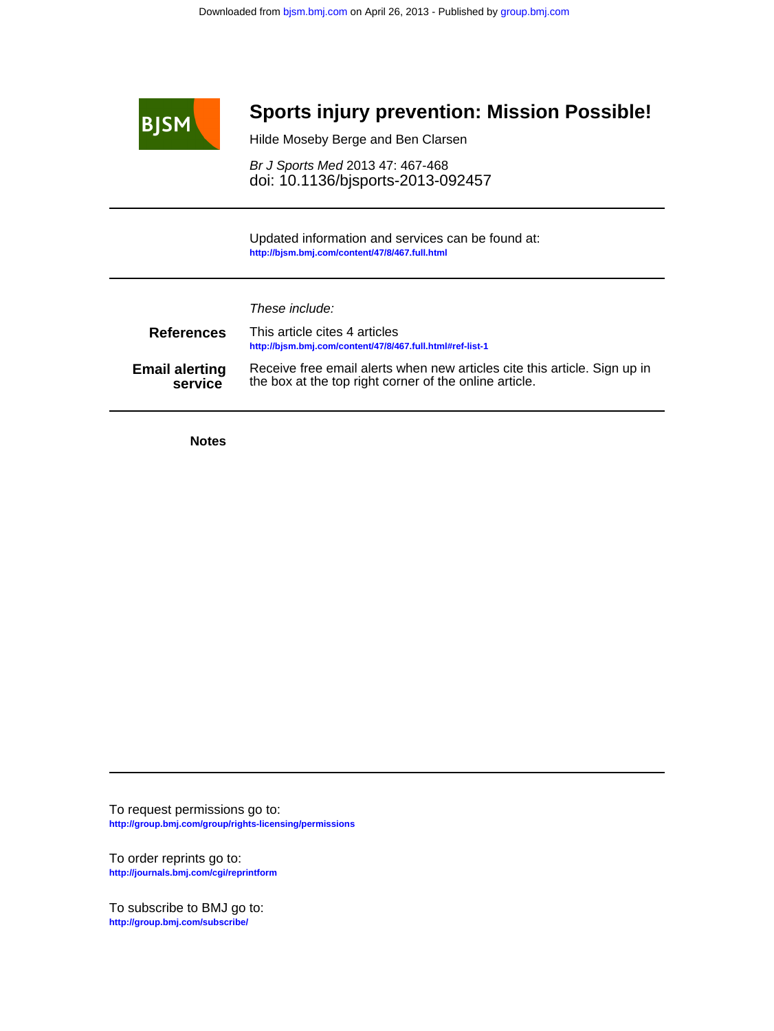BJSM

# Sports injury prevention: Mission Possible!

Hilde Moseby Berge and Ben Clarsen

*Br J Sports Med* 2013 47: 467-468
doi: 10.1136/bjsports-2013-092457

Updated information and services can be found at:
**http://bjsm.bmj.com/content/47/8/467.full.html**

*These include:*

**References**

This article cites 4 articles
**http://bjsm.bmj.com/content/47/8/467.full.html#ref-list-1**

**Email alerting service**

Receive free email alerts when new articles cite this article. Sign up in the box at the top right corner of the online article.

**Notes**

To request permissions go to:
**http://group.bmj.com/group/rights-licensing/permissions**

To order reprints go to:
**http://journals.bmj.com/cgi/reprintform**

To subscribe to BMJ go to:
**http://group.bmj.com/subscribe/**